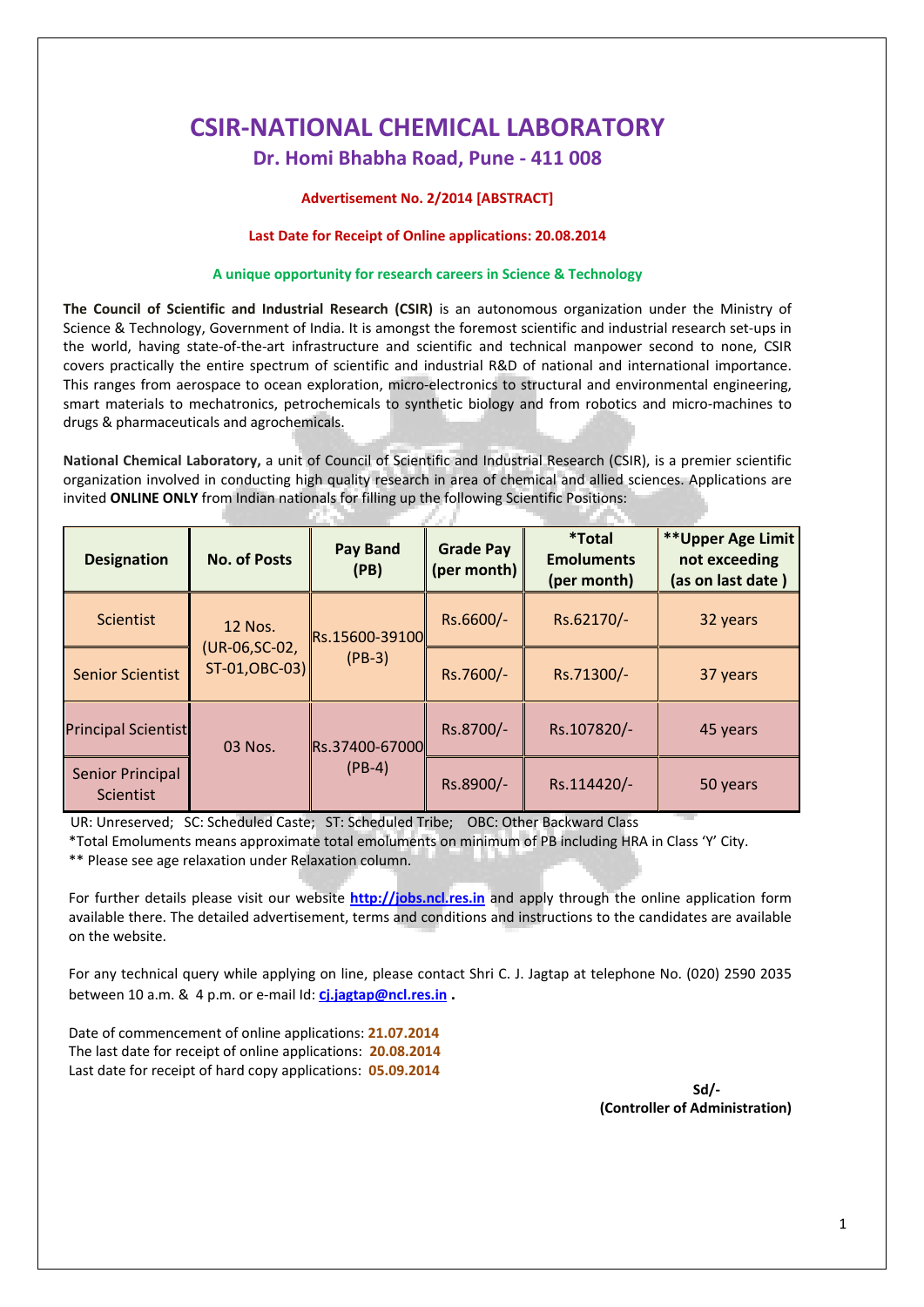# CSIR-NATIONAL CHEMICAL LABORATORY

## Dr. Homi Bhabha Road, Pune - 411 008

**Advertisement No. 2/2014 [ABSTRACT]**

**Last Date for Receipt of Online applications: 20.08.2014**

**A unique opportunity for research careers in Science & Technology**

**The Council of Scientific and Industrial Research (CSIR)** is an autonomous organization under the Ministry of Science & Technology, Government of India. It is amongst the foremost scientific and industrial research set-ups in the world, having state-of-the-art infrastructure and scientific and technical manpower second to none, CSIR covers practically the entire spectrum of scientific and industrial R&D of national and international importance. This ranges from aerospace to ocean exploration, micro-electronics to structural and environmental engineering, smart materials to mechatronics, petrochemicals to synthetic biology and from robotics and micro-machines to drugs & pharmaceuticals and agrochemicals.

**National Chemical Laboratory,** a unit of Council of Scientific and Industrial Research (CSIR), is a premier scientific organization involved in conducting high quality research in area of chemical and allied sciences. Applications are invited **ONLINE ONLY** from Indian nationals for filling up the following Scientific Positions:

| Designation | No. of Posts | Pay Band (PB) | Grade Pay (per month) | *Total Emoluments (per month) | **Upper Age Limit not exceeding (as on last date ) |
|---|---|---|---|---|---|
| Scientist | 12 Nos. (UR-06,SC-02, ST-01,OBC-03) | Rs.15600-39100 (PB-3) | Rs.6600/- | Rs.62170/- | 32 years |
| Senior Scientist | | | Rs.7600/- | Rs.71300/- | 37 years |
| Principal Scientist | 03 Nos. | Rs.37400-67000 (PB-4) | Rs.8700/- | Rs.107820/- | 45 years |
| Senior Principal Scientist | | | Rs.8900/- | Rs.114420/- | 50 years |

UR: Unreserved; SC: Scheduled Caste; ST: Scheduled Tribe; OBC: Other Backward Class

*Total Emoluments means approximate total emoluments on minimum of PB including HRA in Class 'Y' City.

** Please see age relaxation under Relaxation column.

For further details please visit our website **http://jobs.ncl.res.in** and apply through the online application form available there. The detailed advertisement, terms and conditions and instructions to the candidates are available on the website.

For any technical query while applying on line, please contact Shri C. J. Jagtap at telephone No. (020) 2590 2035 between 10 a.m. & 4 p.m. or e-mail Id: **cj.jagtap@ncl.res.in** .

Date of commencement of online applications: **21.07.2014**
The last date for receipt of online applications: **20.08.2014**
Last date for receipt of hard copy applications: **05.09.2014**

**Sd/-**
**(Controller of Administration)**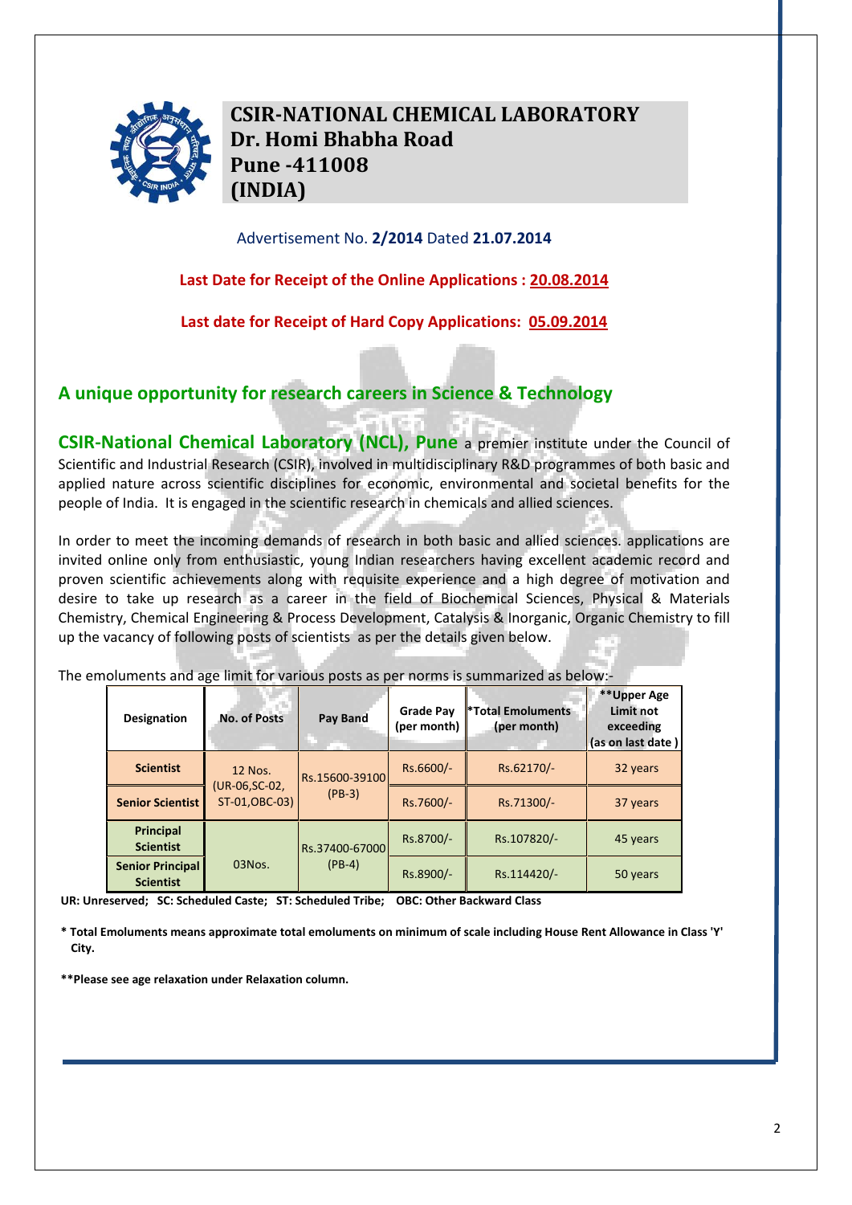# CSIR-NATIONAL CHEMICAL LABORATORY
# Dr. Homi Bhabha Road
# Pune -411008
# (INDIA)

Advertisement No. **2/2014** Dated **21.07.2014**

**Last Date for Receipt of the Online Applications : 20.08.2014**

**Last date for Receipt of Hard Copy Applications: 05.09.2014**

## A unique opportunity for research careers in Science & Technology

**CSIR-National Chemical Laboratory (NCL), Pune** a premier institute under the Council of Scientific and Industrial Research (CSIR), involved in multidisciplinary R&D programmes of both basic and applied nature across scientific disciplines for economic, environmental and societal benefits for the people of India. It is engaged in the scientific research in chemicals and allied sciences.

In order to meet the incoming demands of research in both basic and allied sciences. applications are invited online only from enthusiastic, young Indian researchers having excellent academic record and proven scientific achievements along with requisite experience and a high degree of motivation and desire to take up research as a career in the field of Biochemical Sciences, Physical & Materials Chemistry, Chemical Engineering & Process Development, Catalysis & Inorganic, Organic Chemistry to fill up the vacancy of following posts of scientists as per the details given below.

The emoluments and age limit for various posts as per norms is summarized as below:-

| Designation | No. of Posts | Pay Band | Grade Pay (per month) | *Total Emoluments (per month) | **Upper Age Limit not exceeding (as on last date ) |
|---|---|---|---|---|---|
| Scientist | 12 Nos. (UR-06,SC-02, ST-01,OBC-03) | Rs.15600-39100 (PB-3) | Rs.6600/- | Rs.62170/- | 32 years |
| Senior Scientist | | | Rs.7600/- | Rs.71300/- | 37 years |
| Principal Scientist | 03Nos. | Rs.37400-67000 (PB-4) | Rs.8700/- | Rs.107820/- | 45 years |
| Senior Principal Scientist | | | Rs.8900/- | Rs.114420/- | 50 years |

**UR: Unreserved; SC: Scheduled Caste; ST: Scheduled Tribe; OBC: Other Backward Class**

**\* Total Emoluments means approximate total emoluments on minimum of scale including House Rent Allowance in Class 'Y' City.**

**\*\*Please see age relaxation under Relaxation column.**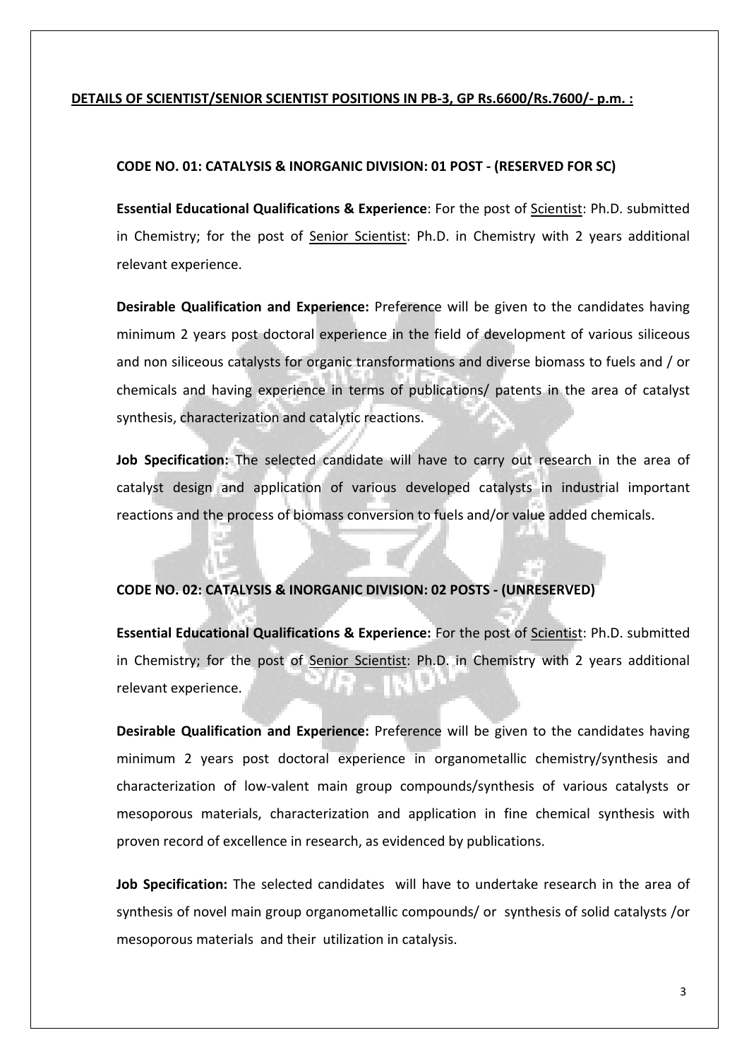## DETAILS OF SCIENTIST/SENIOR SCIENTIST POSITIONS IN PB-3, GP Rs.6600/Rs.7600/- p.m. :

### CODE NO. 01: CATALYSIS & INORGANIC DIVISION: 01 POST - (RESERVED FOR SC)

**Essential Educational Qualifications & Experience**: For the post of Scientist: Ph.D. submitted in Chemistry; for the post of Senior Scientist: Ph.D. in Chemistry with 2 years additional relevant experience.

**Desirable Qualification and Experience:** Preference will be given to the candidates having minimum 2 years post doctoral experience in the field of development of various siliceous and non siliceous catalysts for organic transformations and diverse biomass to fuels and / or chemicals and having experience in terms of publications/ patents in the area of catalyst synthesis, characterization and catalytic reactions.

**Job Specification:** The selected candidate will have to carry out research in the area of catalyst design and application of various developed catalysts in industrial important reactions and the process of biomass conversion to fuels and/or value added chemicals.

### CODE NO. 02: CATALYSIS & INORGANIC DIVISION: 02 POSTS - (UNRESERVED)

**Essential Educational Qualifications & Experience:** For the post of Scientist: Ph.D. submitted in Chemistry; for the post of Senior Scientist: Ph.D. in Chemistry with 2 years additional relevant experience.

**Desirable Qualification and Experience:** Preference will be given to the candidates having minimum 2 years post doctoral experience in organometallic chemistry/synthesis and characterization of low-valent main group compounds/synthesis of various catalysts or mesoporous materials, characterization and application in fine chemical synthesis with proven record of excellence in research, as evidenced by publications.

**Job Specification:** The selected candidates will have to undertake research in the area of synthesis of novel main group organometallic compounds/ or synthesis of solid catalysts /or mesoporous materials and their utilization in catalysis.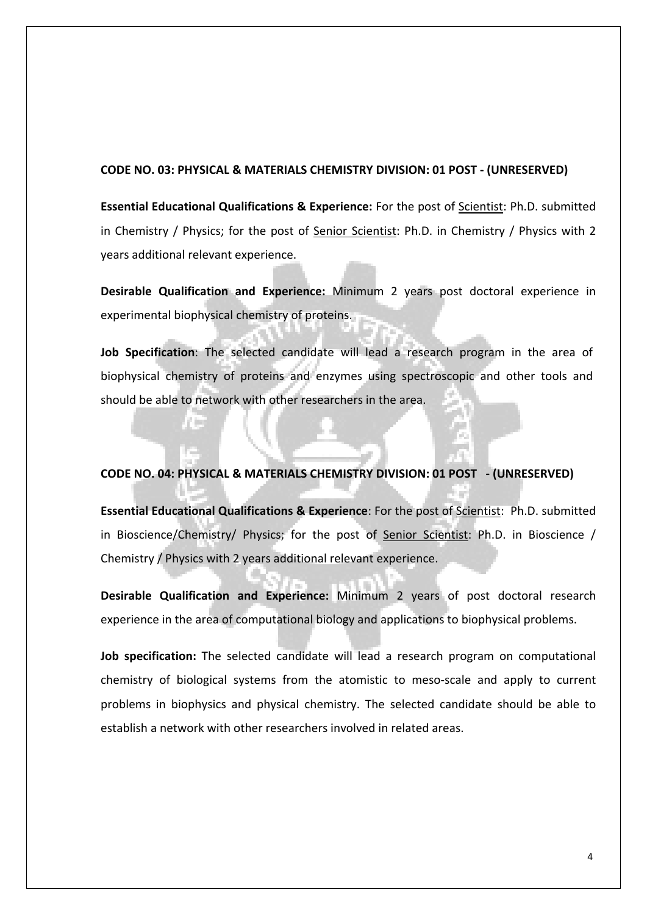**CODE NO. 03: PHYSICAL & MATERIALS CHEMISTRY DIVISION: 01 POST - (UNRESERVED)**

**Essential Educational Qualifications & Experience:** For the post of Scientist: Ph.D. submitted in Chemistry / Physics; for the post of Senior Scientist: Ph.D. in Chemistry / Physics with 2 years additional relevant experience.

**Desirable Qualification and Experience:** Minimum 2 years post doctoral experience in experimental biophysical chemistry of proteins.

**Job Specification**: The selected candidate will lead a research program in the area of biophysical chemistry of proteins and enzymes using spectroscopic and other tools and should be able to network with other researchers in the area.

**CODE NO. 04: PHYSICAL & MATERIALS CHEMISTRY DIVISION: 01 POST - (UNRESERVED)**

**Essential Educational Qualifications & Experience**: For the post of Scientist: Ph.D. submitted in Bioscience/Chemistry/ Physics; for the post of Senior Scientist: Ph.D. in Bioscience / Chemistry / Physics with 2 years additional relevant experience.

**Desirable Qualification and Experience:** Minimum 2 years of post doctoral research experience in the area of computational biology and applications to biophysical problems.

**Job specification:** The selected candidate will lead a research program on computational chemistry of biological systems from the atomistic to meso-scale and apply to current problems in biophysics and physical chemistry. The selected candidate should be able to establish a network with other researchers involved in related areas.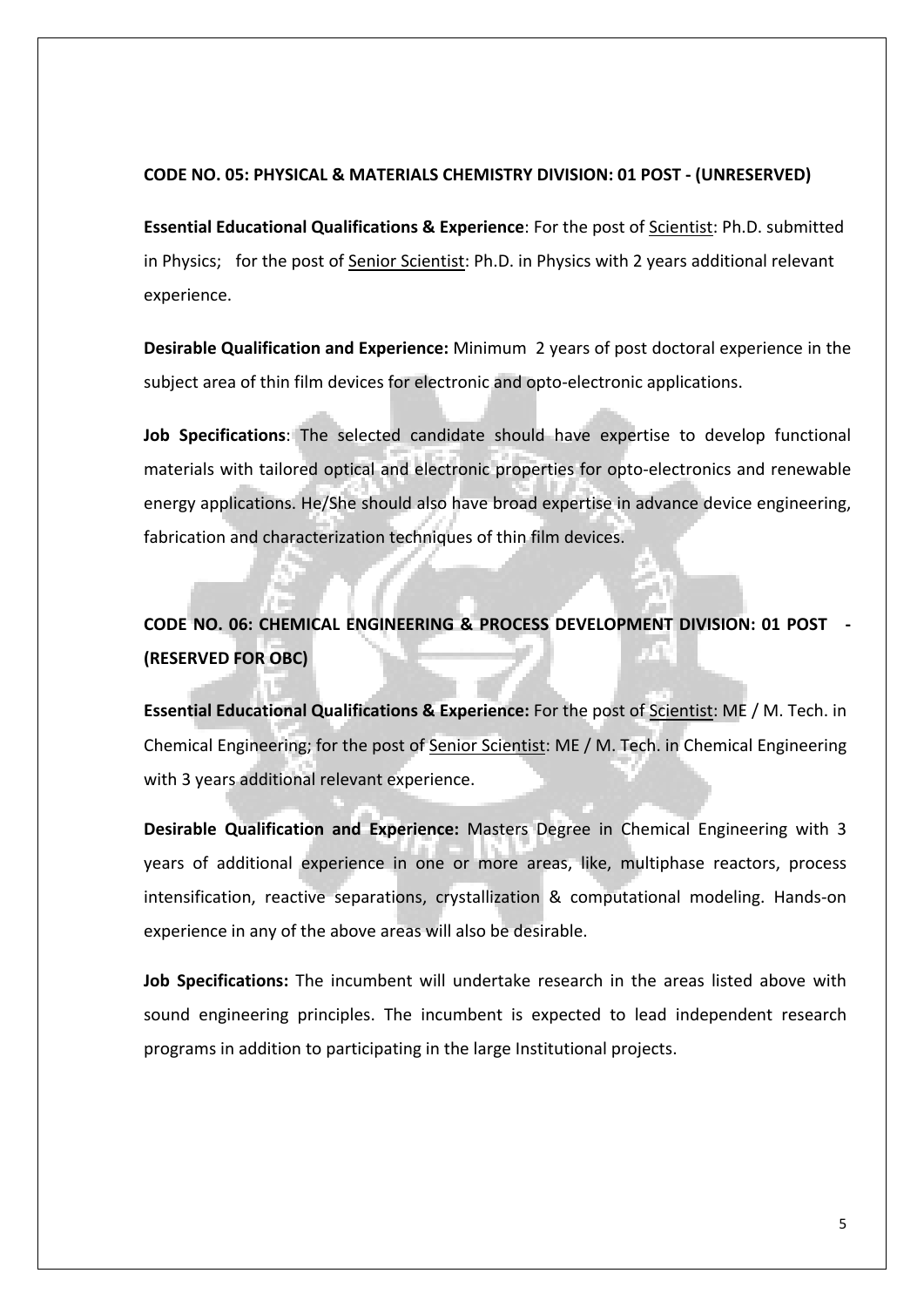**CODE NO. 05: PHYSICAL & MATERIALS CHEMISTRY DIVISION: 01 POST - (UNRESERVED)**

**Essential Educational Qualifications & Experience**: For the post of Scientist: Ph.D. submitted in Physics; for the post of Senior Scientist: Ph.D. in Physics with 2 years additional relevant experience.

**Desirable Qualification and Experience:** Minimum 2 years of post doctoral experience in the subject area of thin film devices for electronic and opto-electronic applications.

**Job Specifications**: The selected candidate should have expertise to develop functional materials with tailored optical and electronic properties for opto-electronics and renewable energy applications. He/She should also have broad expertise in advance device engineering, fabrication and characterization techniques of thin film devices.

**CODE NO. 06: CHEMICAL ENGINEERING & PROCESS DEVELOPMENT DIVISION: 01 POST - (RESERVED FOR OBC)**

**Essential Educational Qualifications & Experience:** For the post of Scientist: ME / M. Tech. in Chemical Engineering; for the post of Senior Scientist: ME / M. Tech. in Chemical Engineering with 3 years additional relevant experience.

**Desirable Qualification and Experience:** Masters Degree in Chemical Engineering with 3 years of additional experience in one or more areas, like, multiphase reactors, process intensification, reactive separations, crystallization & computational modeling. Hands-on experience in any of the above areas will also be desirable.

**Job Specifications:** The incumbent will undertake research in the areas listed above with sound engineering principles. The incumbent is expected to lead independent research programs in addition to participating in the large Institutional projects.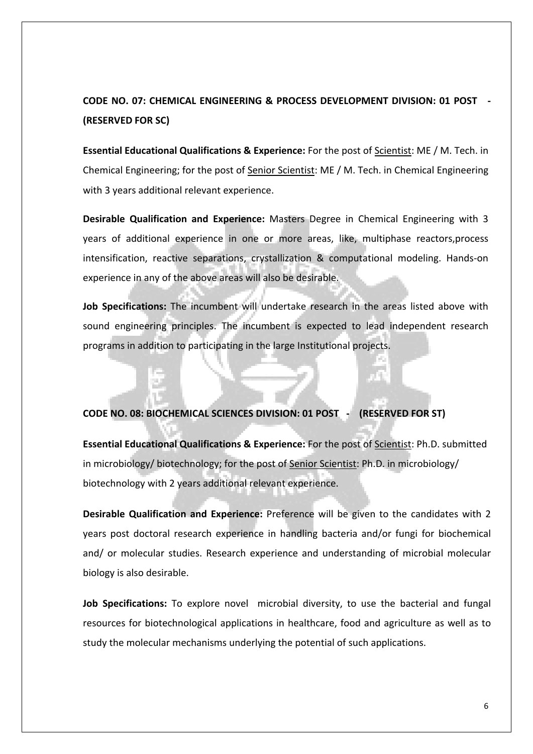**CODE NO. 07: CHEMICAL ENGINEERING & PROCESS DEVELOPMENT DIVISION: 01 POST - (RESERVED FOR SC)**

**Essential Educational Qualifications & Experience:** For the post of Scientist: ME / M. Tech. in Chemical Engineering; for the post of Senior Scientist: ME / M. Tech. in Chemical Engineering with 3 years additional relevant experience.

**Desirable Qualification and Experience:** Masters Degree in Chemical Engineering with 3 years of additional experience in one or more areas, like, multiphase reactors,process intensification, reactive separations, crystallization & computational modeling. Hands-on experience in any of the above areas will also be desirable.

**Job Specifications:** The incumbent will undertake research in the areas listed above with sound engineering principles. The incumbent is expected to lead independent research programs in addition to participating in the large Institutional projects.

**CODE NO. 08: BIOCHEMICAL SCIENCES DIVISION: 01 POST - (RESERVED FOR ST)**

**Essential Educational Qualifications & Experience:** For the post of Scientist: Ph.D. submitted in microbiology/ biotechnology; for the post of Senior Scientist: Ph.D. in microbiology/ biotechnology with 2 years additional relevant experience.

**Desirable Qualification and Experience:** Preference will be given to the candidates with 2 years post doctoral research experience in handling bacteria and/or fungi for biochemical and/ or molecular studies. Research experience and understanding of microbial molecular biology is also desirable.

**Job Specifications:** To explore novel microbial diversity, to use the bacterial and fungal resources for biotechnological applications in healthcare, food and agriculture as well as to study the molecular mechanisms underlying the potential of such applications.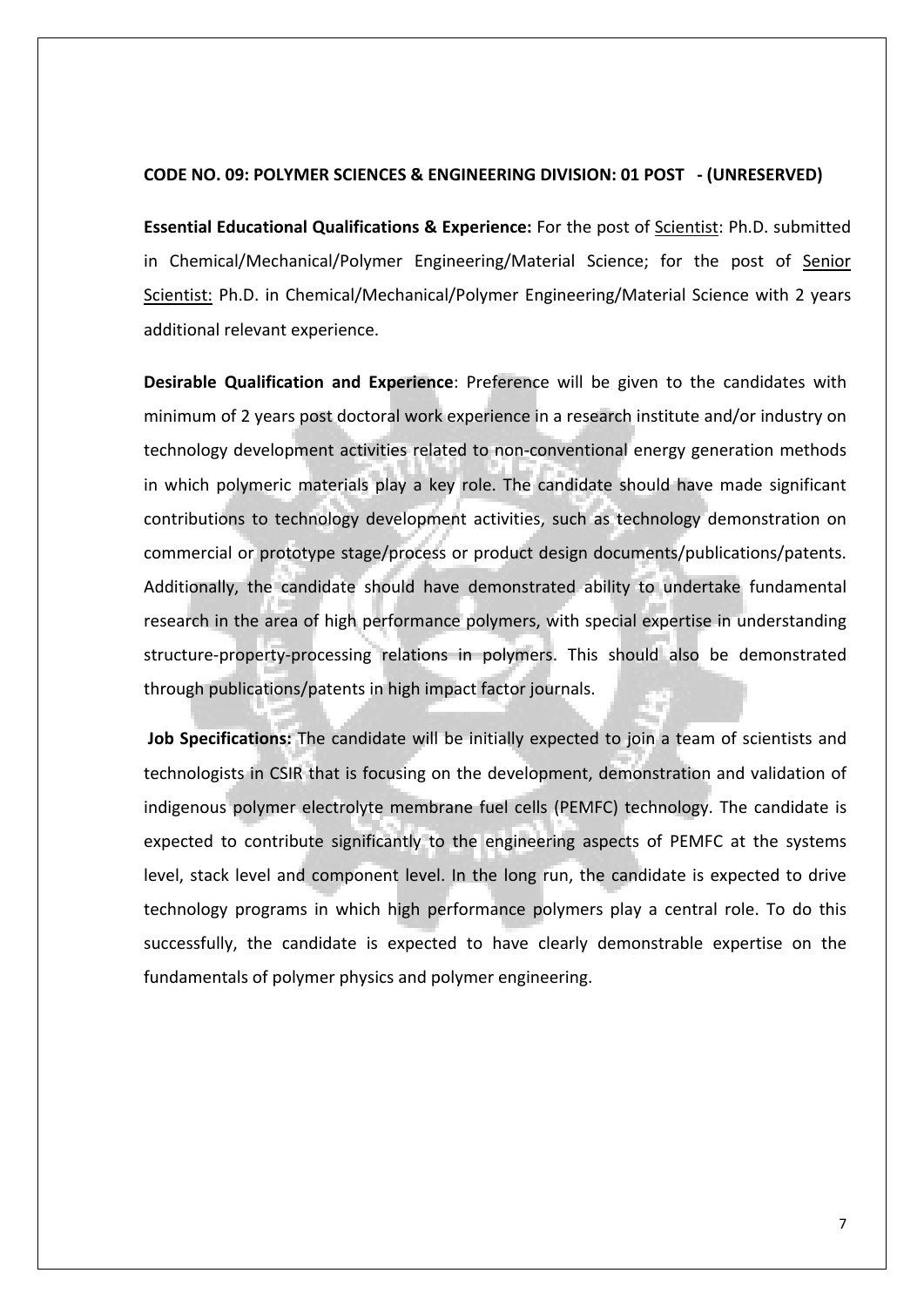**CODE NO. 09: POLYMER SCIENCES & ENGINEERING DIVISION: 01 POST - (UNRESERVED)**

**Essential Educational Qualifications & Experience:** For the post of Scientist: Ph.D. submitted in Chemical/Mechanical/Polymer Engineering/Material Science; for the post of Senior Scientist: Ph.D. in Chemical/Mechanical/Polymer Engineering/Material Science with 2 years additional relevant experience.

**Desirable Qualification and Experience**: Preference will be given to the candidates with minimum of 2 years post doctoral work experience in a research institute and/or industry on technology development activities related to non-conventional energy generation methods in which polymeric materials play a key role. The candidate should have made significant contributions to technology development activities, such as technology demonstration on commercial or prototype stage/process or product design documents/publications/patents. Additionally, the candidate should have demonstrated ability to undertake fundamental research in the area of high performance polymers, with special expertise in understanding structure-property-processing relations in polymers. This should also be demonstrated through publications/patents in high impact factor journals.

**Job Specifications:** The candidate will be initially expected to join a team of scientists and technologists in CSIR that is focusing on the development, demonstration and validation of indigenous polymer electrolyte membrane fuel cells (PEMFC) technology. The candidate is expected to contribute significantly to the engineering aspects of PEMFC at the systems level, stack level and component level. In the long run, the candidate is expected to drive technology programs in which high performance polymers play a central role. To do this successfully, the candidate is expected to have clearly demonstrable expertise on the fundamentals of polymer physics and polymer engineering.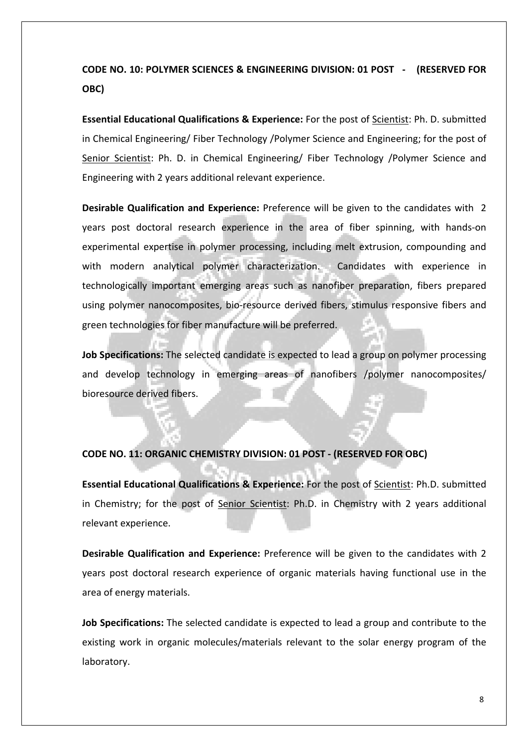**CODE NO. 10: POLYMER SCIENCES & ENGINEERING DIVISION: 01 POST - (RESERVED FOR OBC)**

**Essential Educational Qualifications & Experience:** For the post of Scientist: Ph. D. submitted in Chemical Engineering/ Fiber Technology /Polymer Science and Engineering; for the post of Senior Scientist: Ph. D. in Chemical Engineering/ Fiber Technology /Polymer Science and Engineering with 2 years additional relevant experience.

**Desirable Qualification and Experience:** Preference will be given to the candidates with 2 years post doctoral research experience in the area of fiber spinning, with hands-on experimental expertise in polymer processing, including melt extrusion, compounding and with modern analytical polymer characterization. Candidates with experience in technologically important emerging areas such as nanofiber preparation, fibers prepared using polymer nanocomposites, bio-resource derived fibers, stimulus responsive fibers and green technologies for fiber manufacture will be preferred.

**Job Specifications:** The selected candidate is expected to lead a group on polymer processing and develop technology in emerging areas of nanofibers /polymer nanocomposites/ bioresource derived fibers.

**CODE NO. 11: ORGANIC CHEMISTRY DIVISION: 01 POST - (RESERVED FOR OBC)**

**Essential Educational Qualifications & Experience:** For the post of Scientist: Ph.D. submitted in Chemistry; for the post of Senior Scientist: Ph.D. in Chemistry with 2 years additional relevant experience.

**Desirable Qualification and Experience:** Preference will be given to the candidates with 2 years post doctoral research experience of organic materials having functional use in the area of energy materials.

**Job Specifications:** The selected candidate is expected to lead a group and contribute to the existing work in organic molecules/materials relevant to the solar energy program of the laboratory.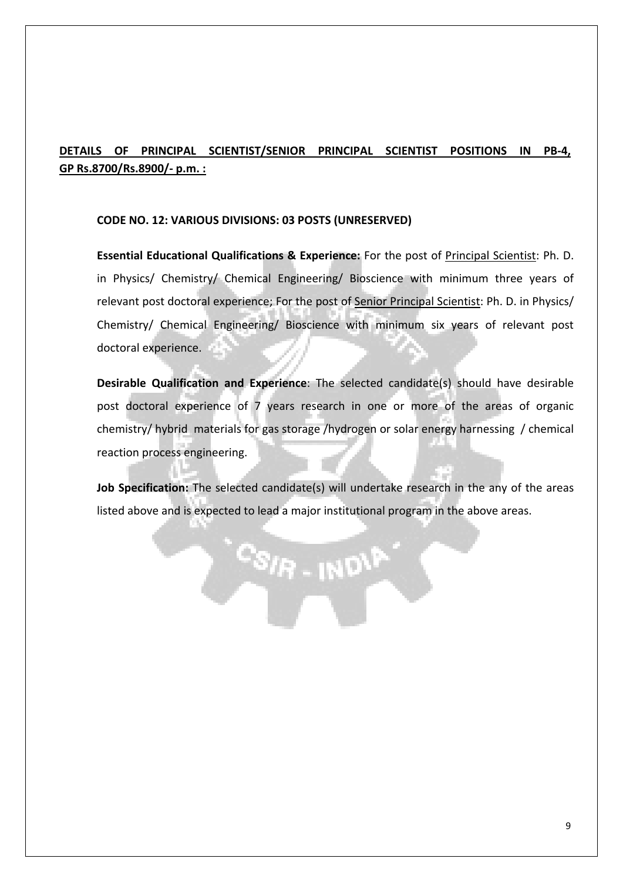**<u>DETAILS OF PRINCIPAL SCIENTIST/SENIOR PRINCIPAL SCIENTIST POSITIONS IN PB-4, GP Rs.8700/Rs.8900/- p.m. :</u>**

**CODE NO. 12: VARIOUS DIVISIONS: 03 POSTS (UNRESERVED)**

**Essential Educational Qualifications & Experience:** For the post of <u>Principal Scientist</u>: Ph. D. in Physics/ Chemistry/ Chemical Engineering/ Bioscience with minimum three years of relevant post doctoral experience; For the post of <u>Senior Principal Scientist</u>: Ph. D. in Physics/ Chemistry/ Chemical Engineering/ Bioscience with minimum six years of relevant post doctoral experience.

**Desirable Qualification and Experience**: The selected candidate(s) should have desirable post doctoral experience of 7 years research in one or more of the areas of organic chemistry/ hybrid materials for gas storage /hydrogen or solar energy harnessing / chemical reaction process engineering.

**Job Specification:** The selected candidate(s) will undertake research in the any of the areas listed above and is expected to lead a major institutional program in the above areas.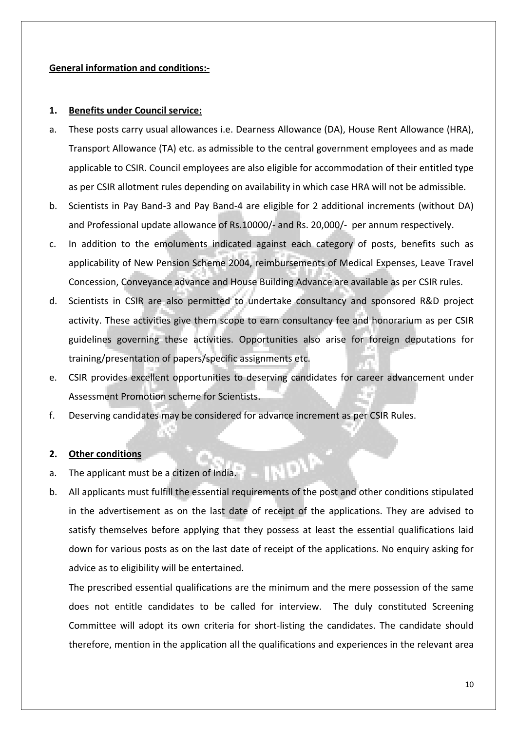**General information and conditions:-**

**1. Benefits under Council service:**

a. These posts carry usual allowances i.e. Dearness Allowance (DA), House Rent Allowance (HRA), Transport Allowance (TA) etc. as admissible to the central government employees and as made applicable to CSIR. Council employees are also eligible for accommodation of their entitled type as per CSIR allotment rules depending on availability in which case HRA will not be admissible.

b. Scientists in Pay Band-3 and Pay Band-4 are eligible for 2 additional increments (without DA) and Professional update allowance of Rs.10000/- and Rs. 20,000/- per annum respectively.

c. In addition to the emoluments indicated against each category of posts, benefits such as applicability of New Pension Scheme 2004, reimbursements of Medical Expenses, Leave Travel Concession, Conveyance advance and House Building Advance are available as per CSIR rules.

d. Scientists in CSIR are also permitted to undertake consultancy and sponsored R&D project activity. These activities give them scope to earn consultancy fee and honorarium as per CSIR guidelines governing these activities. Opportunities also arise for foreign deputations for training/presentation of papers/specific assignments etc.

e. CSIR provides excellent opportunities to deserving candidates for career advancement under Assessment Promotion scheme for Scientists.

f. Deserving candidates may be considered for advance increment as per CSIR Rules.

**2. Other conditions**

a. The applicant must be a citizen of India.

b. All applicants must fulfill the essential requirements of the post and other conditions stipulated in the advertisement as on the last date of receipt of the applications. They are advised to satisfy themselves before applying that they possess at least the essential qualifications laid down for various posts as on the last date of receipt of the applications. No enquiry asking for advice as to eligibility will be entertained.

The prescribed essential qualifications are the minimum and the mere possession of the same does not entitle candidates to be called for interview. The duly constituted Screening Committee will adopt its own criteria for short-listing the candidates. The candidate should therefore, mention in the application all the qualifications and experiences in the relevant area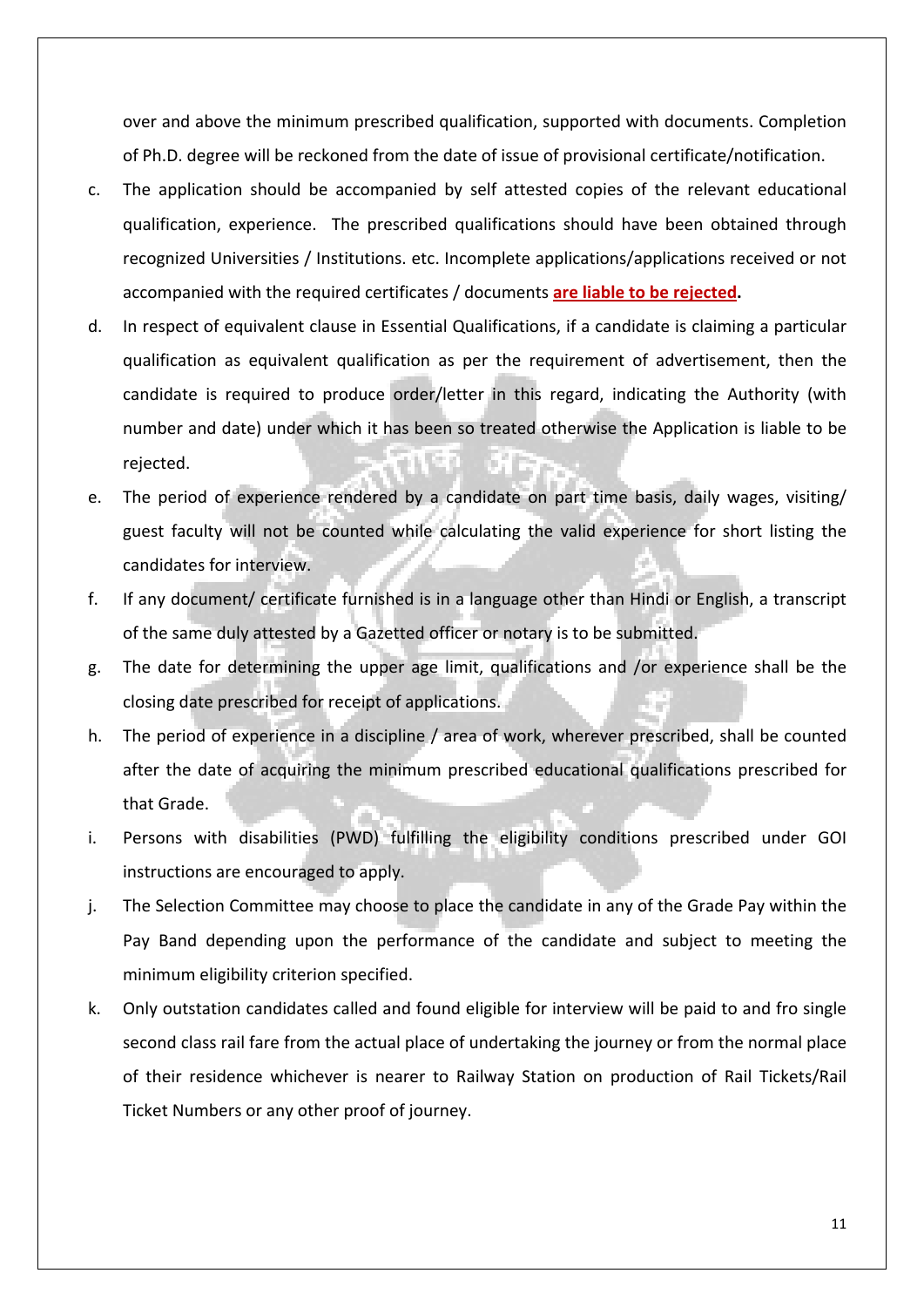over and above the minimum prescribed qualification, supported with documents. Completion of Ph.D. degree will be reckoned from the date of issue of provisional certificate/notification.

c. The application should be accompanied by self attested copies of the relevant educational qualification, experience. The prescribed qualifications should have been obtained through recognized Universities / Institutions. etc. Incomplete applications/applications received or not accompanied with the required certificates / documents **are liable to be rejected.**

d. In respect of equivalent clause in Essential Qualifications, if a candidate is claiming a particular qualification as equivalent qualification as per the requirement of advertisement, then the candidate is required to produce order/letter in this regard, indicating the Authority (with number and date) under which it has been so treated otherwise the Application is liable to be rejected.

e. The period of experience rendered by a candidate on part time basis, daily wages, visiting/ guest faculty will not be counted while calculating the valid experience for short listing the candidates for interview.

f. If any document/ certificate furnished is in a language other than Hindi or English, a transcript of the same duly attested by a Gazetted officer or notary is to be submitted.

g. The date for determining the upper age limit, qualifications and /or experience shall be the closing date prescribed for receipt of applications.

h. The period of experience in a discipline / area of work, wherever prescribed, shall be counted after the date of acquiring the minimum prescribed educational qualifications prescribed for that Grade.

i. Persons with disabilities (PWD) fulfilling the eligibility conditions prescribed under GOI instructions are encouraged to apply.

j. The Selection Committee may choose to place the candidate in any of the Grade Pay within the Pay Band depending upon the performance of the candidate and subject to meeting the minimum eligibility criterion specified.

k. Only outstation candidates called and found eligible for interview will be paid to and fro single second class rail fare from the actual place of undertaking the journey or from the normal place of their residence whichever is nearer to Railway Station on production of Rail Tickets/Rail Ticket Numbers or any other proof of journey.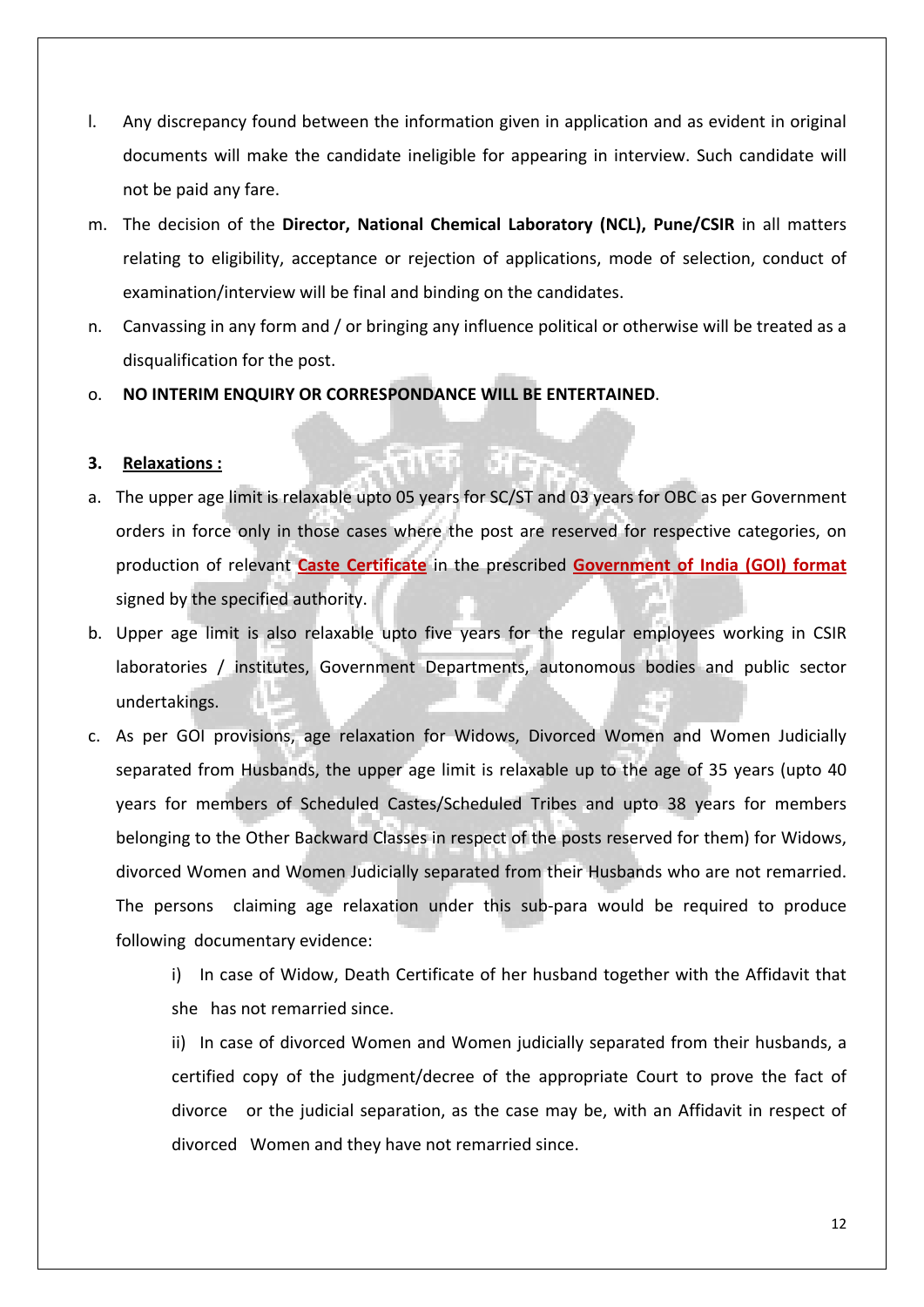l. Any discrepancy found between the information given in application and as evident in original documents will make the candidate ineligible for appearing in interview. Such candidate will not be paid any fare.

m. The decision of the **Director, National Chemical Laboratory (NCL), Pune/CSIR** in all matters relating to eligibility, acceptance or rejection of applications, mode of selection, conduct of examination/interview will be final and binding on the candidates.

n. Canvassing in any form and / or bringing any influence political or otherwise will be treated as a disqualification for the post.

o. **NO INTERIM ENQUIRY OR CORRESPONDANCE WILL BE ENTERTAINED**.

**3. <u>Relaxations :</u>**

a. The upper age limit is relaxable upto 05 years for SC/ST and 03 years for OBC as per Government orders in force only in those cases where the post are reserved for respective categories, on production of relevant **<u>Caste Certificate</u>** in the prescribed **<u>Government of India (GOI) format</u>** signed by the specified authority.

b. Upper age limit is also relaxable upto five years for the regular employees working in CSIR laboratories / institutes, Government Departments, autonomous bodies and public sector undertakings.

c. As per GOI provisions, age relaxation for Widows, Divorced Women and Women Judicially separated from Husbands, the upper age limit is relaxable up to the age of 35 years (upto 40 years for members of Scheduled Castes/Scheduled Tribes and upto 38 years for members belonging to the Other Backward Classes in respect of the posts reserved for them) for Widows, divorced Women and Women Judicially separated from their Husbands who are not remarried. The persons claiming age relaxation under this sub-para would be required to produce following documentary evidence:

   i) In case of Widow, Death Certificate of her husband together with the Affidavit that she has not remarried since.

   ii) In case of divorced Women and Women judicially separated from their husbands, a certified copy of the judgment/decree of the appropriate Court to prove the fact of divorce or the judicial separation, as the case may be, with an Affidavit in respect of divorced Women and they have not remarried since.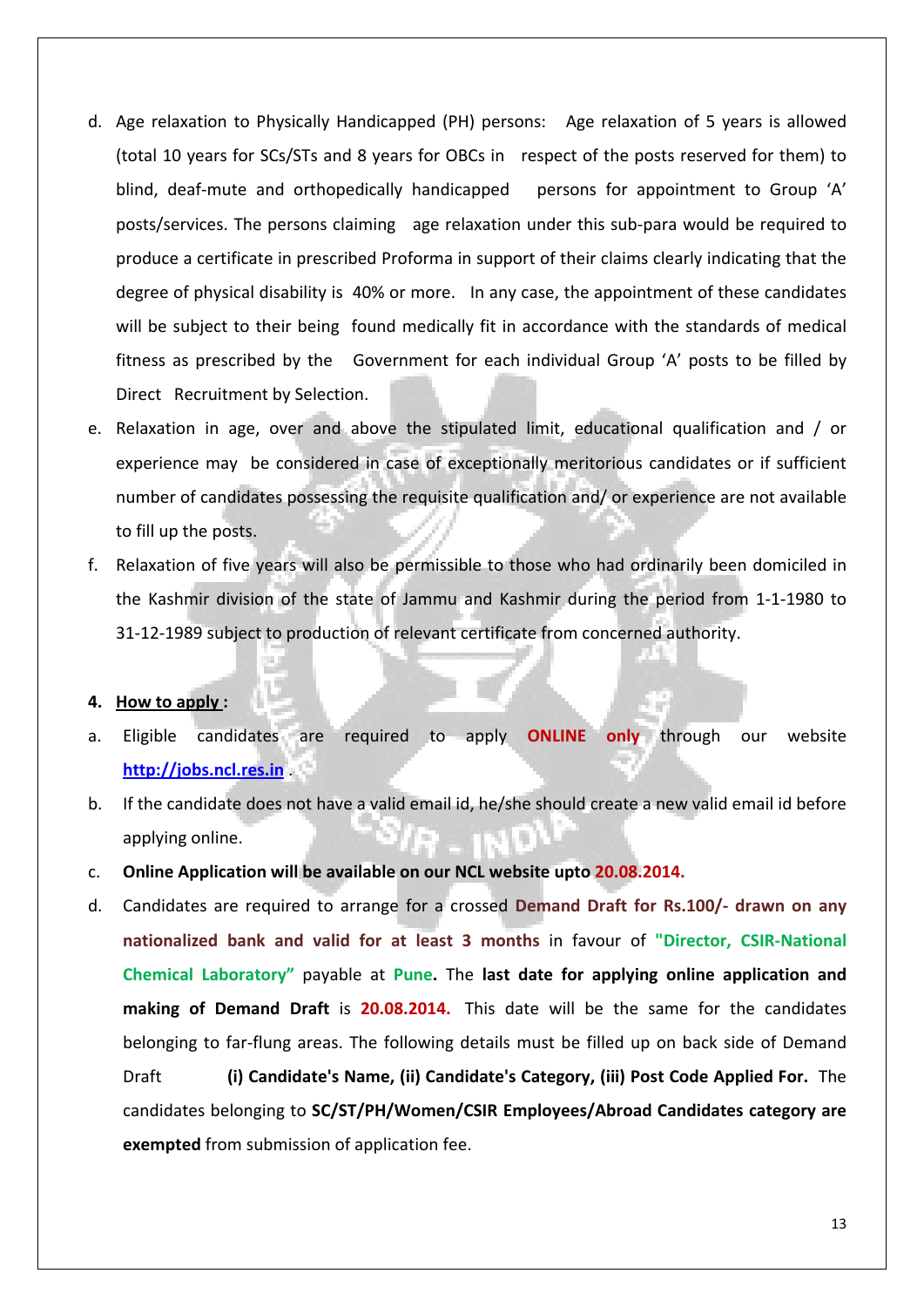d. Age relaxation to Physically Handicapped (PH) persons: Age relaxation of 5 years is allowed (total 10 years for SCs/STs and 8 years for OBCs in respect of the posts reserved for them) to blind, deaf-mute and orthopedically handicapped persons for appointment to Group 'A' posts/services. The persons claiming age relaxation under this sub-para would be required to produce a certificate in prescribed Proforma in support of their claims clearly indicating that the degree of physical disability is 40% or more. In any case, the appointment of these candidates will be subject to their being found medically fit in accordance with the standards of medical fitness as prescribed by the Government for each individual Group 'A' posts to be filled by Direct Recruitment by Selection.

e. Relaxation in age, over and above the stipulated limit, educational qualification and / or experience may be considered in case of exceptionally meritorious candidates or if sufficient number of candidates possessing the requisite qualification and/ or experience are not available to fill up the posts.

f. Relaxation of five years will also be permissible to those who had ordinarily been domiciled in the Kashmir division of the state of Jammu and Kashmir during the period from 1-1-1980 to 31-12-1989 subject to production of relevant certificate from concerned authority.

**4. <u>How to apply</u> :**

a. Eligible candidates are required to apply **ONLINE only** through our website **http://jobs.ncl.res.in** .

b. If the candidate does not have a valid email id, he/she should create a new valid email id before applying online.

c. **Online Application will be available on our NCL website upto 20.08.2014.**

d. Candidates are required to arrange for a crossed **Demand Draft for Rs.100/- drawn on any nationalized bank and valid for at least 3 months** in favour of **"Director, CSIR-National Chemical Laboratory"** payable at **Pune.** The **last date for applying online application and making of Demand Draft** is **20.08.2014.** This date will be the same for the candidates belonging to far-flung areas. The following details must be filled up on back side of Demand Draft **(i) Candidate's Name, (ii) Candidate's Category, (iii) Post Code Applied For.** The candidates belonging to **SC/ST/PH/Women/CSIR Employees/Abroad Candidates category are exempted** from submission of application fee.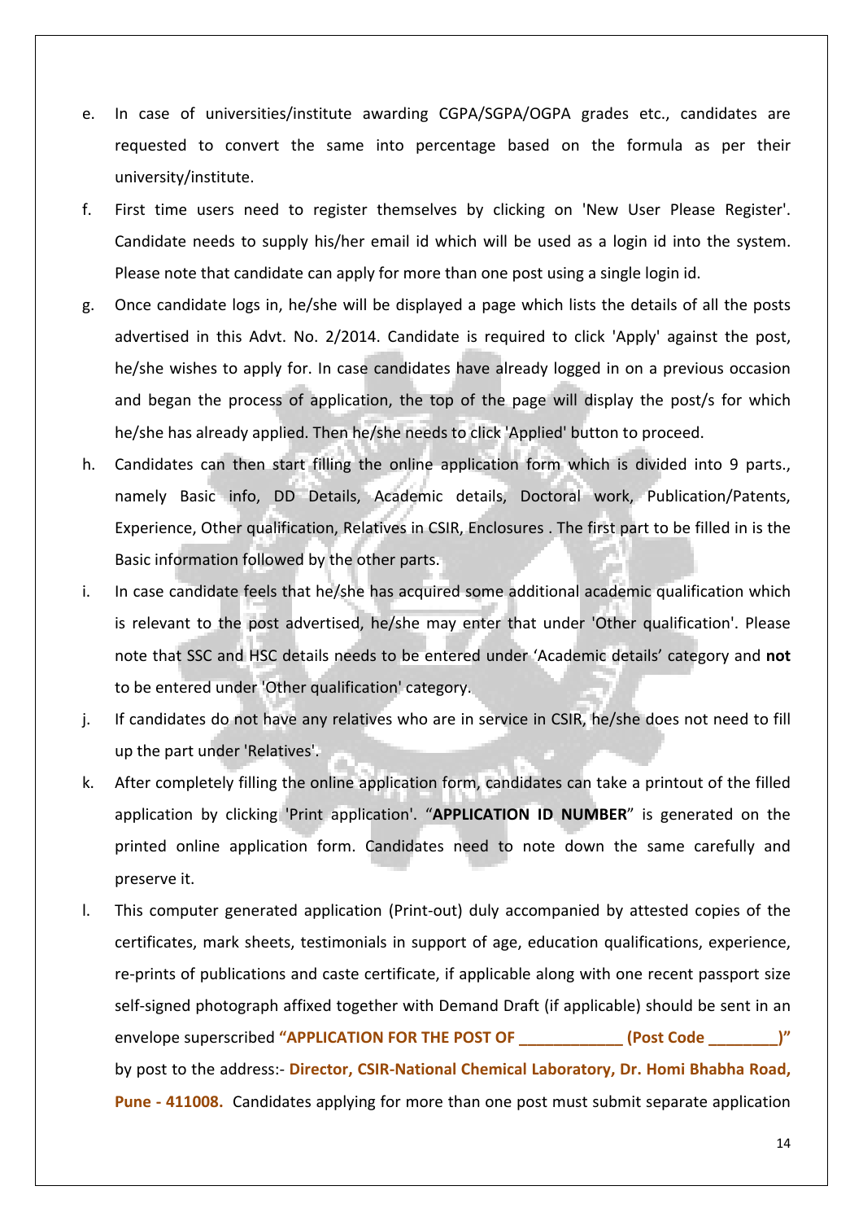e. In case of universities/institute awarding CGPA/SGPA/OGPA grades etc., candidates are requested to convert the same into percentage based on the formula as per their university/institute.

f. First time users need to register themselves by clicking on 'New User Please Register'. Candidate needs to supply his/her email id which will be used as a login id into the system. Please note that candidate can apply for more than one post using a single login id.

g. Once candidate logs in, he/she will be displayed a page which lists the details of all the posts advertised in this Advt. No. 2/2014. Candidate is required to click 'Apply' against the post, he/she wishes to apply for. In case candidates have already logged in on a previous occasion and began the process of application, the top of the page will display the post/s for which he/she has already applied. Then he/she needs to click 'Applied' button to proceed.

h. Candidates can then start filling the online application form which is divided into 9 parts., namely Basic info, DD Details, Academic details, Doctoral work, Publication/Patents, Experience, Other qualification, Relatives in CSIR, Enclosures . The first part to be filled in is the Basic information followed by the other parts.

i. In case candidate feels that he/she has acquired some additional academic qualification which is relevant to the post advertised, he/she may enter that under 'Other qualification'. Please note that SSC and HSC details needs to be entered under 'Academic details' category and **not** to be entered under 'Other qualification' category.

j. If candidates do not have any relatives who are in service in CSIR, he/she does not need to fill up the part under 'Relatives'.

k. After completely filling the online application form, candidates can take a printout of the filled application by clicking 'Print application'. "**APPLICATION ID NUMBER**" is generated on the printed online application form. Candidates need to note down the same carefully and preserve it.

l. This computer generated application (Print-out) duly accompanied by attested copies of the certificates, mark sheets, testimonials in support of age, education qualifications, experience, re-prints of publications and caste certificate, if applicable along with one recent passport size self-signed photograph affixed together with Demand Draft (if applicable) should be sent in an envelope superscribed **"APPLICATION FOR THE POST OF ____________ (Post Code ________)"** by post to the address:- **Director, CSIR-National Chemical Laboratory, Dr. Homi Bhabha Road, Pune - 411008.** Candidates applying for more than one post must submit separate application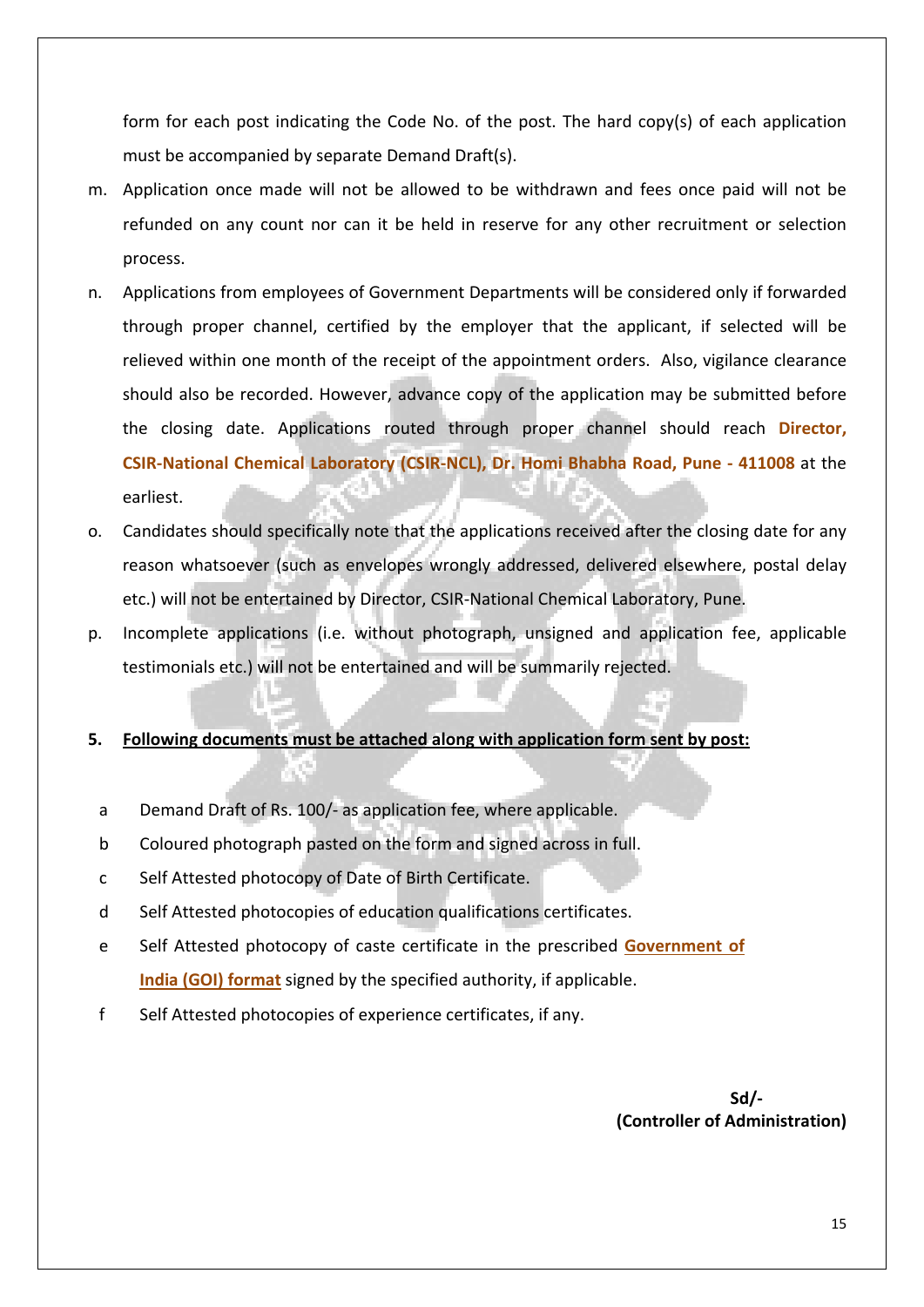form for each post indicating the Code No. of the post. The hard copy(s) of each application must be accompanied by separate Demand Draft(s).

m. Application once made will not be allowed to be withdrawn and fees once paid will not be refunded on any count nor can it be held in reserve for any other recruitment or selection process.

n. Applications from employees of Government Departments will be considered only if forwarded through proper channel, certified by the employer that the applicant, if selected will be relieved within one month of the receipt of the appointment orders. Also, vigilance clearance should also be recorded. However, advance copy of the application may be submitted before the closing date. Applications routed through proper channel should reach **Director, CSIR-National Chemical Laboratory (CSIR-NCL), Dr. Homi Bhabha Road, Pune - 411008** at the earliest.

o. Candidates should specifically note that the applications received after the closing date for any reason whatsoever (such as envelopes wrongly addressed, delivered elsewhere, postal delay etc.) will not be entertained by Director, CSIR-National Chemical Laboratory, Pune.

p. Incomplete applications (i.e. without photograph, unsigned and application fee, applicable testimonials etc.) will not be entertained and will be summarily rejected.

**5. Following documents must be attached along with application form sent by post:**

a. Demand Draft of Rs. 100/- as application fee, where applicable.

b. Coloured photograph pasted on the form and signed across in full.

c. Self Attested photocopy of Date of Birth Certificate.

d. Self Attested photocopies of education qualifications certificates.

e. Self Attested photocopy of caste certificate in the prescribed **Government of India (GOI) format** signed by the specified authority, if applicable.

f. Self Attested photocopies of experience certificates, if any.

**Sd/-**
**(Controller of Administration)**